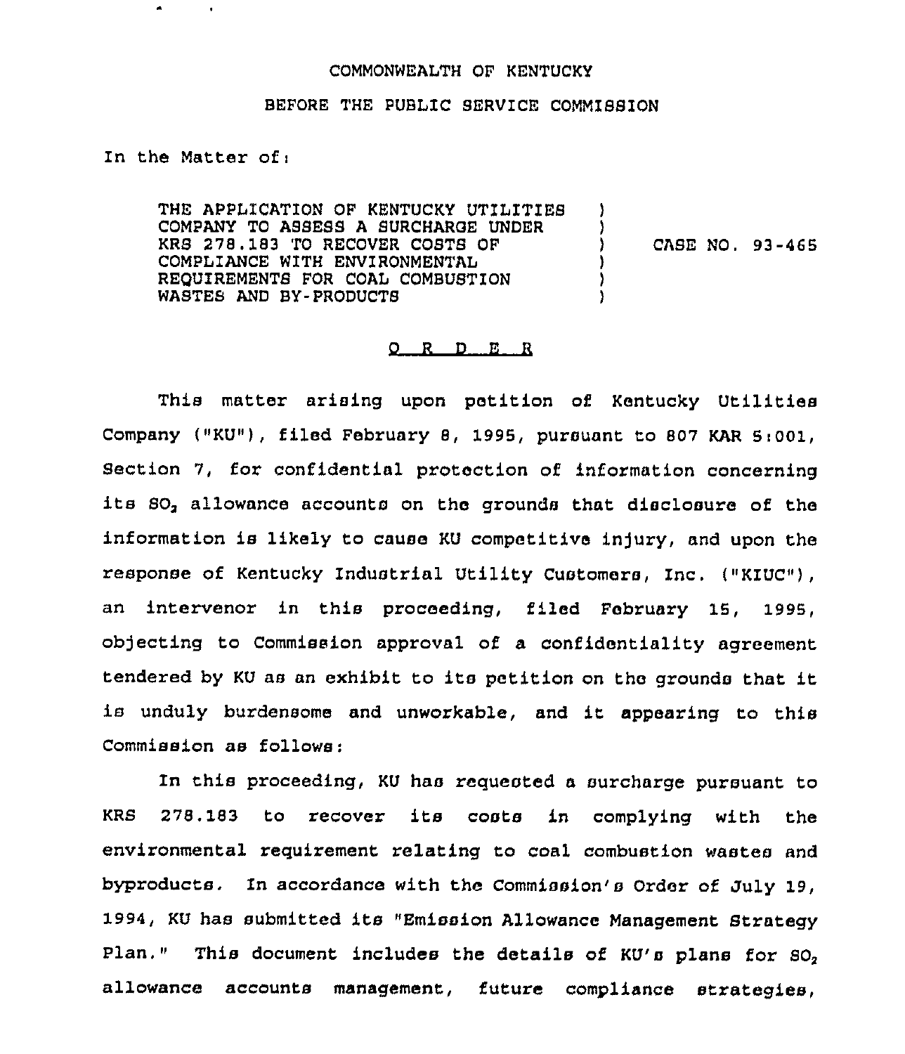COMMONWEALTH OF KENTUCKY

BEFORE THE PUBLIC SERVICE COMMISSION

In the Matter of:

| | | |
|---|---|---|
| THE APPLICATION OF KENTUCKY UTILITIES COMPANY TO ASSESS A SURCHARGE UNDER KRS 278.183 TO RECOVER COSTS OF COMPLIANCE WITH ENVIRONMENTAL REQUIREMENTS FOR COAL COMBUSTION WASTES AND BY-PRODUCTS | ) | CASE NO. 93-465 |

## O R D E R

This matter arising upon petition of Kentucky Utilities Company ("KU"), filed February 8, 1995, pursuant to 807 KAR 5:001, Section 7, for confidential protection of information concerning its $SO_2$ allowance accounts on the grounds that disclosure of the information is likely to cause KU competitive injury, and upon the response of Kentucky Industrial Utility Customers, Inc. ("KIUC"), an intervenor in this proceeding, filed February 15, 1995, objecting to Commission approval of a confidentiality agreement tendered by KU as an exhibit to its petition on the grounds that it is unduly burdensome and unworkable, and it appearing to this Commission as follows:

In this proceeding, KU has requested a surcharge pursuant to KRS 278.183 to recover its costs in complying with the environmental requirement relating to coal combustion wastes and byproducts. In accordance with the Commission's Order of July 19, 1994, KU has submitted its "Emission Allowance Management Strategy Plan." This document includes the details of KU's plans for $SO_2$ allowance accounts management, future compliance strategies,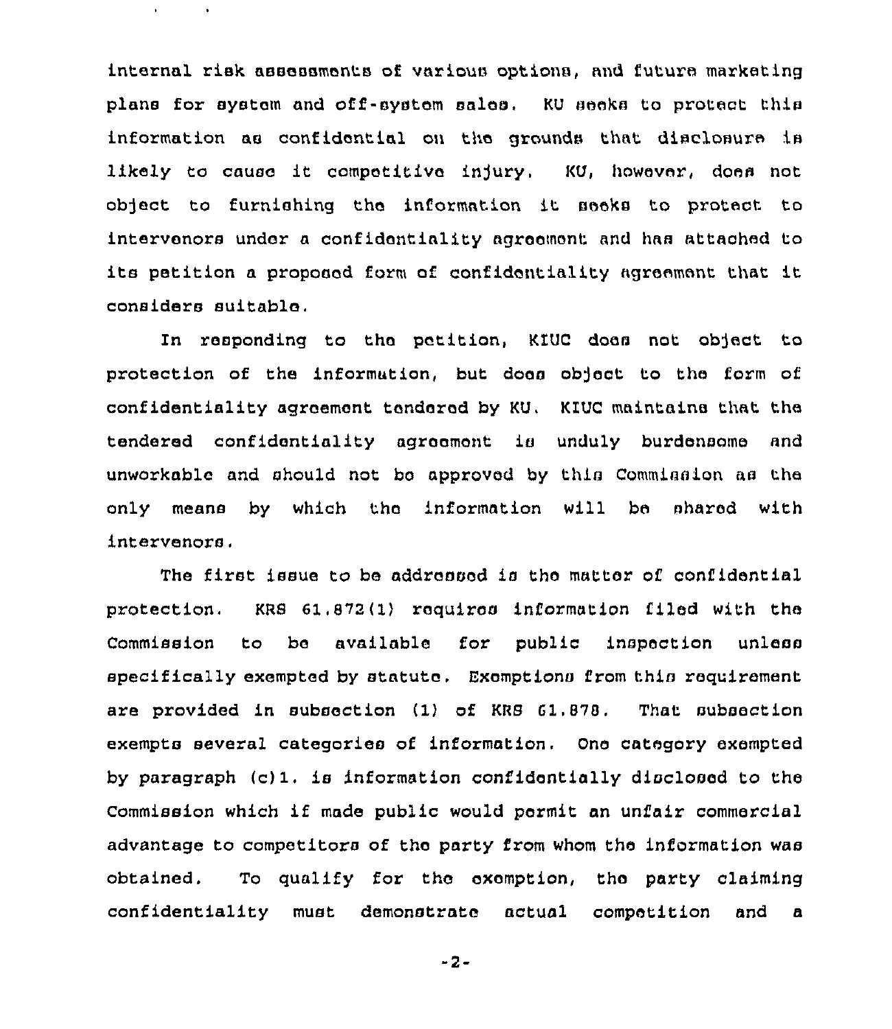internal risk assessments of various options, and future marketing plans for system and off-system sales. KU seeks to protect this information as confidential on the grounds that disclosure is likely to cause it competitive injury. KU, however, does not object to furnishing the information it seeks to protect to intervenors under a confidentiality agreement and has attached to its petition a proposed form of confidentiality agreement that it considers suitable.

In responding to the petition, KIUC does not object to protection of the information, but does object to the form of confidentiality agreement tendered by KU. KIUC maintains that the tendered confidentiality agreement is unduly burdensome and unworkable and should not be approved by this Commission as the only means by which the information will be shared with intervenors.

The first issue to be addressed is the matter of confidential protection. KRS 61.872(1) requires information filed with the Commission to be available for public inspection unless specifically exempted by statute. Exemptions from this requirement are provided in subsection (1) of KRS 61.878. That subsection exempts several categories of information. One category exempted by paragraph (c)1. is information confidentially disclosed to the Commission which if made public would permit an unfair commercial advantage to competitors of the party from whom the information was obtained. To qualify for the exemption, the party claiming confidentiality must demonstrate actual competition and a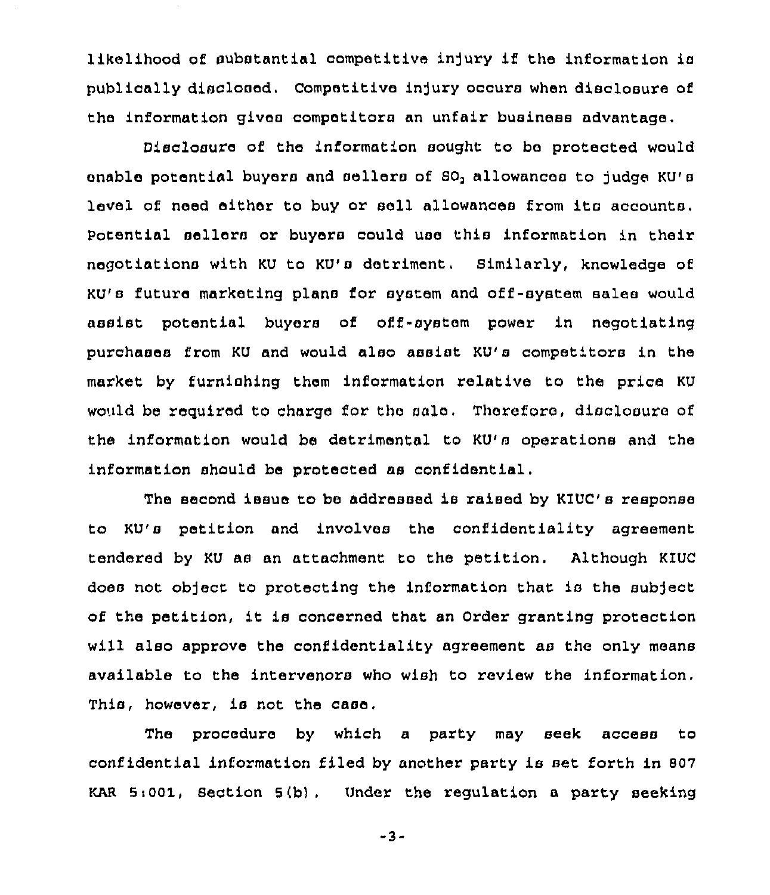likelihood of substantial competitive injury if the information is publically disclosed. Competitive injury occurs when disclosure of the information gives competitors an unfair business advantage.

Disclosure of the information sought to be protected would enable potential buyers and sellers of $SO_2$ allowances to judge KU's level of need either to buy or sell allowances from its accounts. Potential sellers or buyers could use this information in their negotiations with KU to KU's detriment. Similarly, knowledge of KU's future marketing plans for system and off-system sales would assist potential buyers of off-system power in negotiating purchases from KU and would also assist KU's competitors in the market by furnishing them information relative to the price KU would be required to charge for the sale. Therefore, disclosure of the information would be detrimental to KU's operations and the information should be protected as confidential.

The second issue to be addressed is raised by KIUC's response to KU's petition and involves the confidentiality agreement tendered by KU as an attachment to the petition. Although KIUC does not object to protecting the information that is the subject of the petition, it is concerned that an Order granting protection will also approve the confidentiality agreement as the only means available to the intervenors who wish to review the information. This, however, is not the case.

The procedure by which a party may seek access to confidential information filed by another party is set forth in 807 KAR 5:001, Section 5(b). Under the regulation a party seeking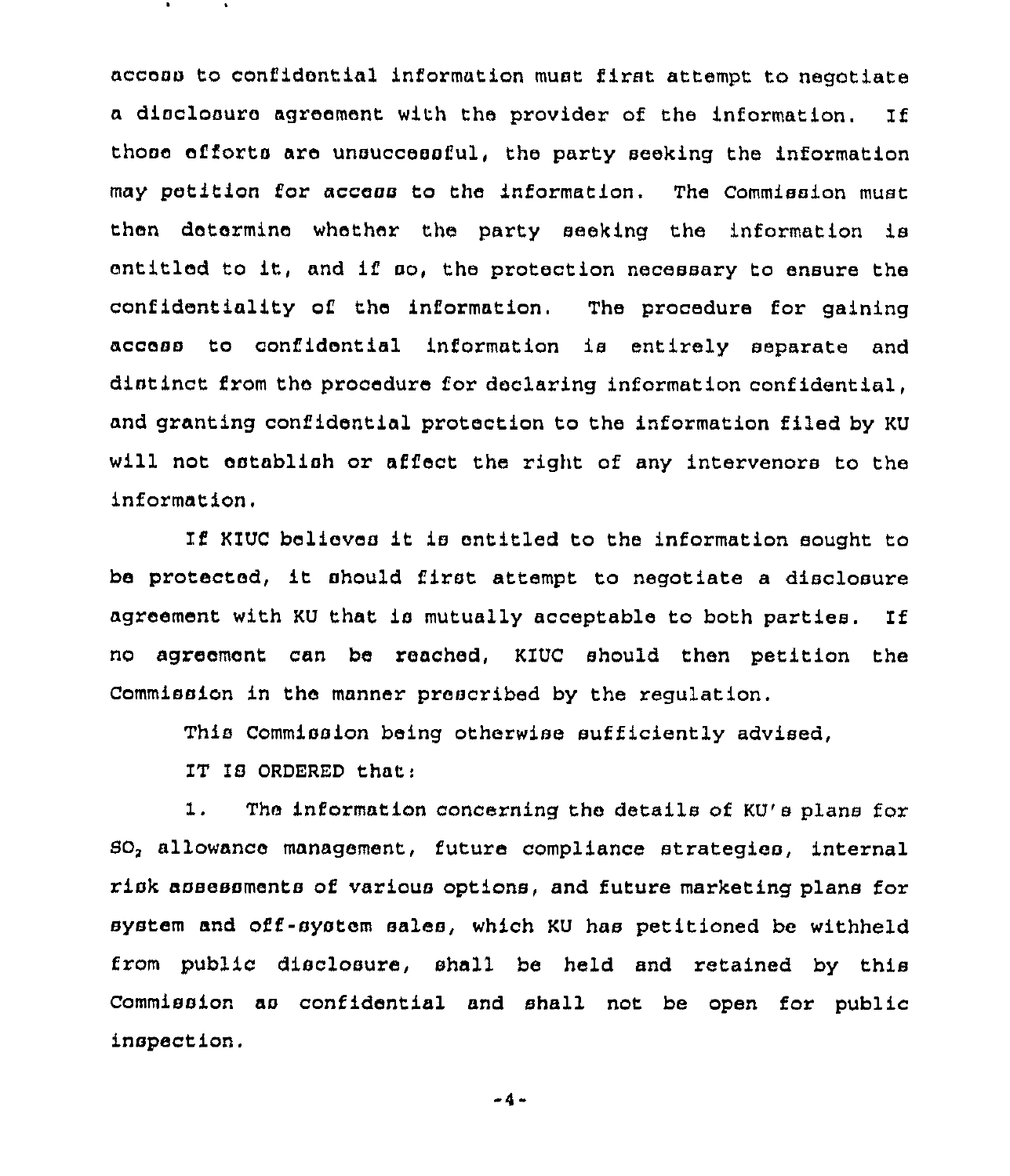access to confidential information must first attempt to negotiate a disclosure agreement with the provider of the information. If those efforts are unsuccessful, the party seeking the information may petition for access to the information. The Commission must then determine whether the party seeking the information is entitled to it, and if so, the protection necessary to ensure the confidentiality of the information. The procedure for gaining access to confidential information is entirely separate and distinct from the procedure for declaring information confidential, and granting confidential protection to the information filed by KU will not establish or affect the right of any intervenors to the information.

If KIUC believes it is entitled to the information sought to be protected, it should first attempt to negotiate a disclosure agreement with KU that is mutually acceptable to both parties. If no agreement can be reached, KIUC should then petition the Commission in the manner prescribed by the regulation.

This Commission being otherwise sufficiently advised,

IT IS ORDERED that:

1. The information concerning the details of KU's plans for $SO_2$ allowance management, future compliance strategies, internal risk assessments of various options, and future marketing plans for system and off-system sales, which KU has petitioned be withheld from public disclosure, shall be held and retained by this Commission as confidential and shall not be open for public inspection.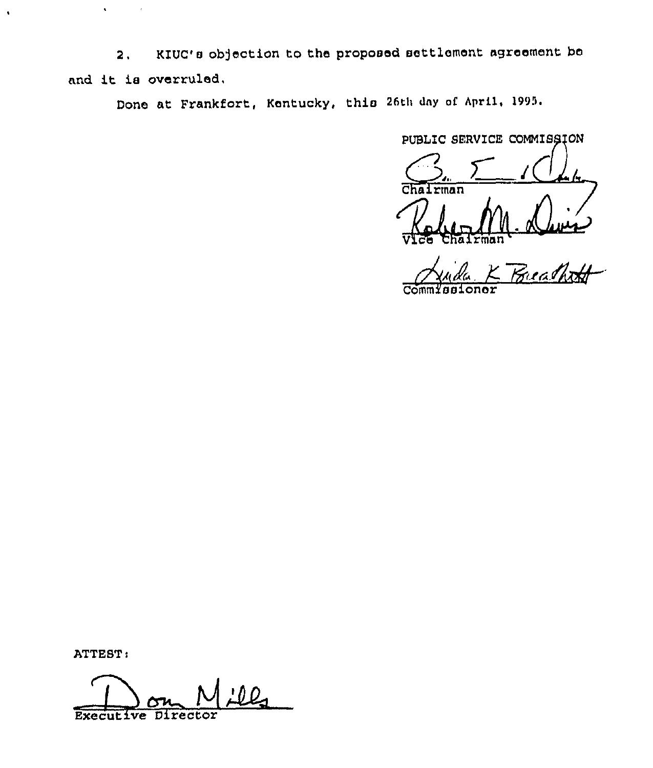2. KIUC's objection to the proposed settlement agreement be and it is overruled.

Done at Frankfort, Kentucky, this 26th day of April, 1995.

PUBLIC SERVICE COMMISSION

Chairman

Vice Chairman

Commissioner

ATTEST:

Executive Director